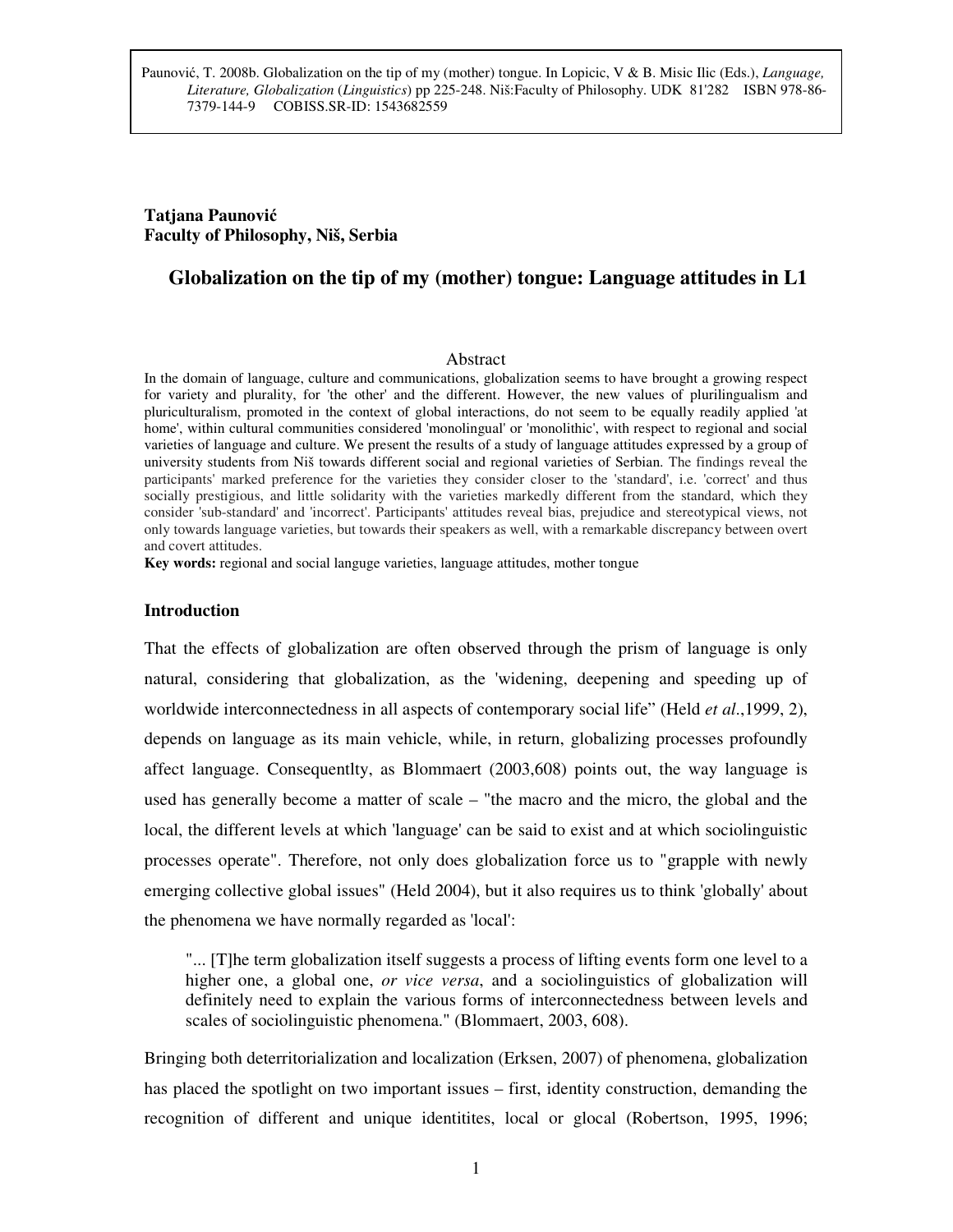Paunović, T. 2008b. Globalization on the tip of my (mother) tongue. In Lopicic, V & B. Misic Ilic (Eds.), *Language, Literature, Globalization* (*Linguistics*) pp 225-248. Niš:Faculty of Philosophy. UDK 81'282 ISBN 978-86-7379-144-9 COBISS.SR-ID: 1543682559

**Tatjana Paunović**
**Faculty of Philosophy, Niš, Serbia**

# Globalization on the tip of my (mother) tongue: Language attitudes in L1

## Abstract

In the domain of language, culture and communications, globalization seems to have brought a growing respect for variety and plurality, for 'the other' and the different. However, the new values of plurilingualism and pluriculturalism, promoted in the context of global interactions, do not seem to be equally readily applied 'at home', within cultural communities considered 'monolingual' or 'monolithic', with respect to regional and social varieties of language and culture. We present the results of a study of language attitudes expressed by a group of university students from Niš towards different social and regional varieties of Serbian. The findings reveal the participants' marked preference for the varieties they consider closer to the 'standard', i.e. 'correct' and thus socially prestigious, and little solidarity with the varieties markedly different from the standard, which they consider 'sub-standard' and 'incorrect'. Participants' attitudes reveal bias, prejudice and stereotypical views, not only towards language varieties, but towards their speakers as well, with a remarkable discrepancy between overt and covert attitudes.

**Key words:** regional and social languge varieties, language attitudes, mother tongue

## Introduction

That the effects of globalization are often observed through the prism of language is only natural, considering that globalization, as the 'widening, deepening and speeding up of worldwide interconnectedness in all aspects of contemporary social life" (Held *et al*.,1999, 2), depends on language as its main vehicle, while, in return, globalizing processes profoundly affect language. Consequentlty, as Blommaert (2003,608) points out, the way language is used has generally become a matter of scale – "the macro and the micro, the global and the local, the different levels at which 'language' can be said to exist and at which sociolinguistic processes operate". Therefore, not only does globalization force us to "grapple with newly emerging collective global issues" (Held 2004), but it also requires us to think 'globally' about the phenomena we have normally regarded as 'local':

> "... [T]he term globalization itself suggests a process of lifting events form one level to a higher one, a global one, *or vice versa*, and a sociolinguistics of globalization will definitely need to explain the various forms of interconnectedness between levels and scales of sociolinguistic phenomena." (Blommaert, 2003, 608).

Bringing both deterritorialization and localization (Erksen, 2007) of phenomena, globalization has placed the spotlight on two important issues – first, identity construction, demanding the recognition of different and unique identitites, local or glocal (Robertson, 1995, 1996;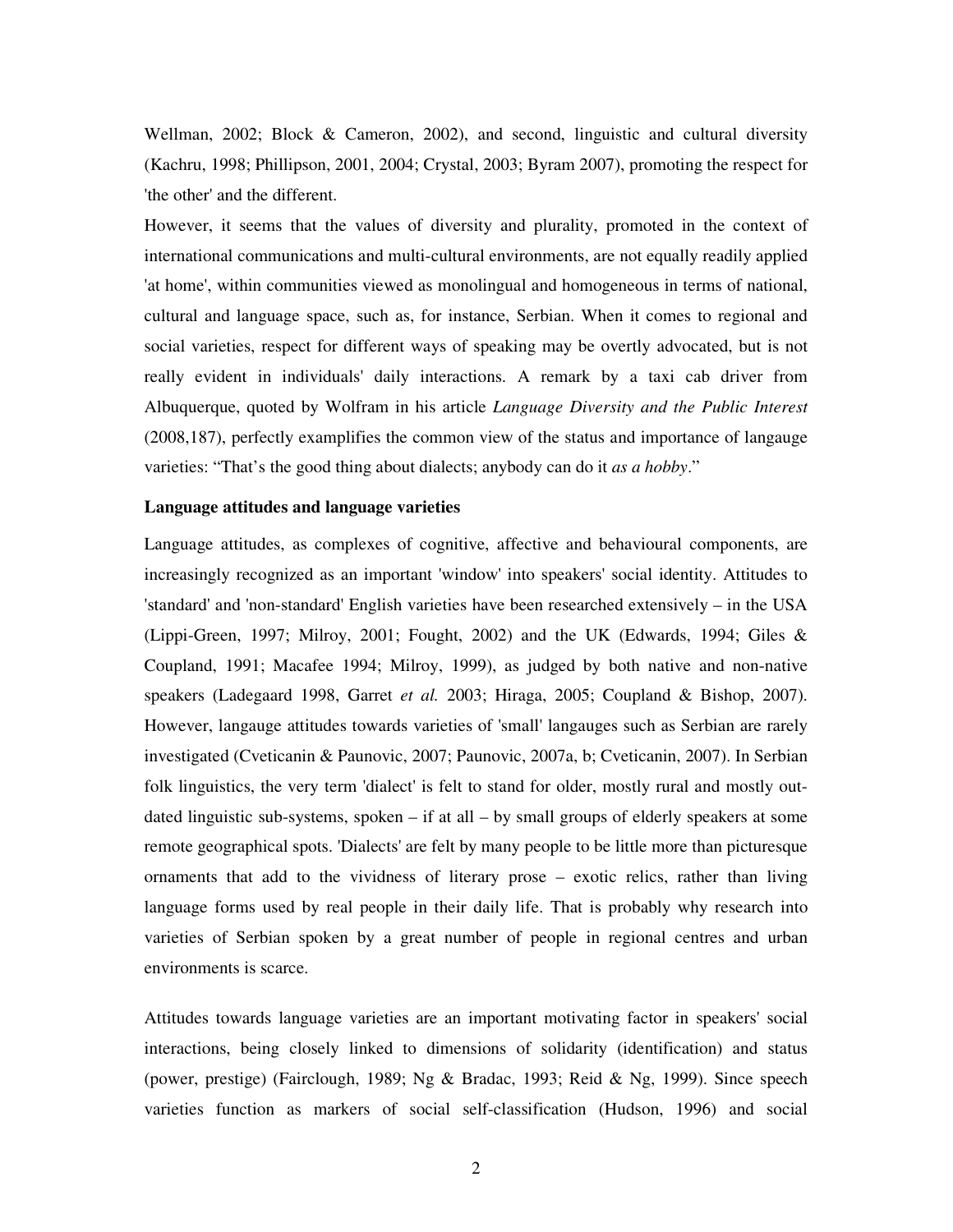Wellman, 2002; Block & Cameron, 2002), and second, linguistic and cultural diversity (Kachru, 1998; Phillipson, 2001, 2004; Crystal, 2003; Byram 2007), promoting the respect for 'the other' and the different.

However, it seems that the values of diversity and plurality, promoted in the context of international communications and multi-cultural environments, are not equally readily applied 'at home', within communities viewed as monolingual and homogeneous in terms of national, cultural and language space, such as, for instance, Serbian. When it comes to regional and social varieties, respect for different ways of speaking may be overtly advocated, but is not really evident in individuals' daily interactions. A remark by a taxi cab driver from Albuquerque, quoted by Wolfram in his article *Language Diversity and the Public Interest* (2008,187), perfectly examplifies the common view of the status and importance of langauge varieties: "That's the good thing about dialects; anybody can do it *as a hobby*."

**Language attitudes and language varieties**

Language attitudes, as complexes of cognitive, affective and behavioural components, are increasingly recognized as an important 'window' into speakers' social identity. Attitudes to 'standard' and 'non-standard' English varieties have been researched extensively – in the USA (Lippi-Green, 1997; Milroy, 2001; Fought, 2002) and the UK (Edwards, 1994; Giles & Coupland, 1991; Macafee 1994; Milroy, 1999), as judged by both native and non-native speakers (Ladegaard 1998, Garret *et al.* 2003; Hiraga, 2005; Coupland & Bishop, 2007). However, langauge attitudes towards varieties of 'small' langauges such as Serbian are rarely investigated (Cveticanin & Paunovic, 2007; Paunovic, 2007a, b; Cveticanin, 2007). In Serbian folk linguistics, the very term 'dialect' is felt to stand for older, mostly rural and mostly out-dated linguistic sub-systems, spoken – if at all – by small groups of elderly speakers at some remote geographical spots. 'Dialects' are felt by many people to be little more than picturesque ornaments that add to the vividness of literary prose – exotic relics, rather than living language forms used by real people in their daily life. That is probably why research into varieties of Serbian spoken by a great number of people in regional centres and urban environments is scarce.

Attitudes towards language varieties are an important motivating factor in speakers' social interactions, being closely linked to dimensions of solidarity (identification) and status (power, prestige) (Fairclough, 1989; Ng & Bradac, 1993; Reid & Ng, 1999). Since speech varieties function as markers of social self-classification (Hudson, 1996) and social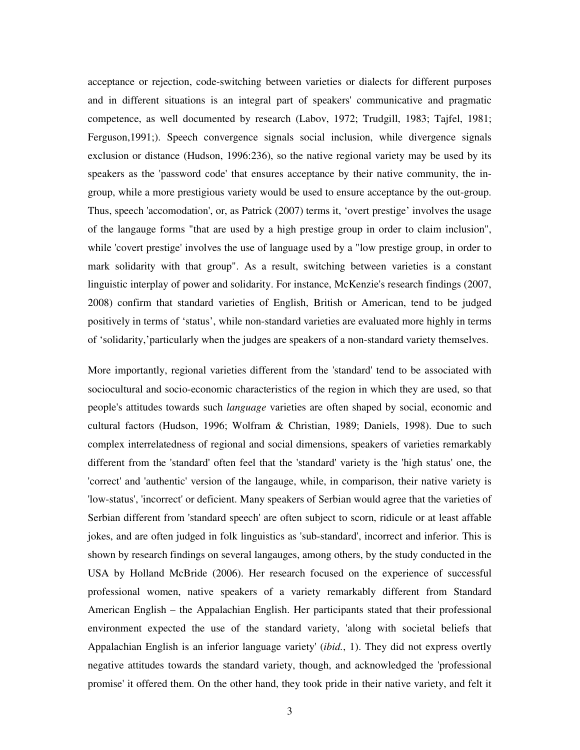acceptance or rejection, code-switching between varieties or dialects for different purposes and in different situations is an integral part of speakers' communicative and pragmatic competence, as well documented by research (Labov, 1972; Trudgill, 1983; Tajfel, 1981; Ferguson,1991;). Speech convergence signals social inclusion, while divergence signals exclusion or distance (Hudson, 1996:236), so the native regional variety may be used by its speakers as the 'password code' that ensures acceptance by their native community, the in-group, while a more prestigious variety would be used to ensure acceptance by the out-group. Thus, speech 'accomodation', or, as Patrick (2007) terms it, 'overt prestige' involves the usage of the langauge forms "that are used by a high prestige group in order to claim inclusion", while 'covert prestige' involves the use of language used by a "low prestige group, in order to mark solidarity with that group". As a result, switching between varieties is a constant linguistic interplay of power and solidarity. For instance, McKenzie's research findings (2007, 2008) confirm that standard varieties of English, British or American, tend to be judged positively in terms of 'status', while non-standard varieties are evaluated more highly in terms of 'solidarity,'particularly when the judges are speakers of a non-standard variety themselves.

More importantly, regional varieties different from the 'standard' tend to be associated with sociocultural and socio-economic characteristics of the region in which they are used, so that people's attitudes towards such *language* varieties are often shaped by social, economic and cultural factors (Hudson, 1996; Wolfram & Christian, 1989; Daniels, 1998). Due to such complex interrelatedness of regional and social dimensions, speakers of varieties remarkably different from the 'standard' often feel that the 'standard' variety is the 'high status' one, the 'correct' and 'authentic' version of the langauge, while, in comparison, their native variety is 'low-status', 'incorrect' or deficient. Many speakers of Serbian would agree that the varieties of Serbian different from 'standard speech' are often subject to scorn, ridicule or at least affable jokes, and are often judged in folk linguistics as 'sub-standard', incorrect and inferior. This is shown by research findings on several langauges, among others, by the study conducted in the USA by Holland McBride (2006). Her research focused on the experience of successful professional women, native speakers of a variety remarkably different from Standard American English – the Appalachian English. Her participants stated that their professional environment expected the use of the standard variety, 'along with societal beliefs that Appalachian English is an inferior language variety' (*ibid.*, 1). They did not express overtly negative attitudes towards the standard variety, though, and acknowledged the 'professional promise' it offered them. On the other hand, they took pride in their native variety, and felt it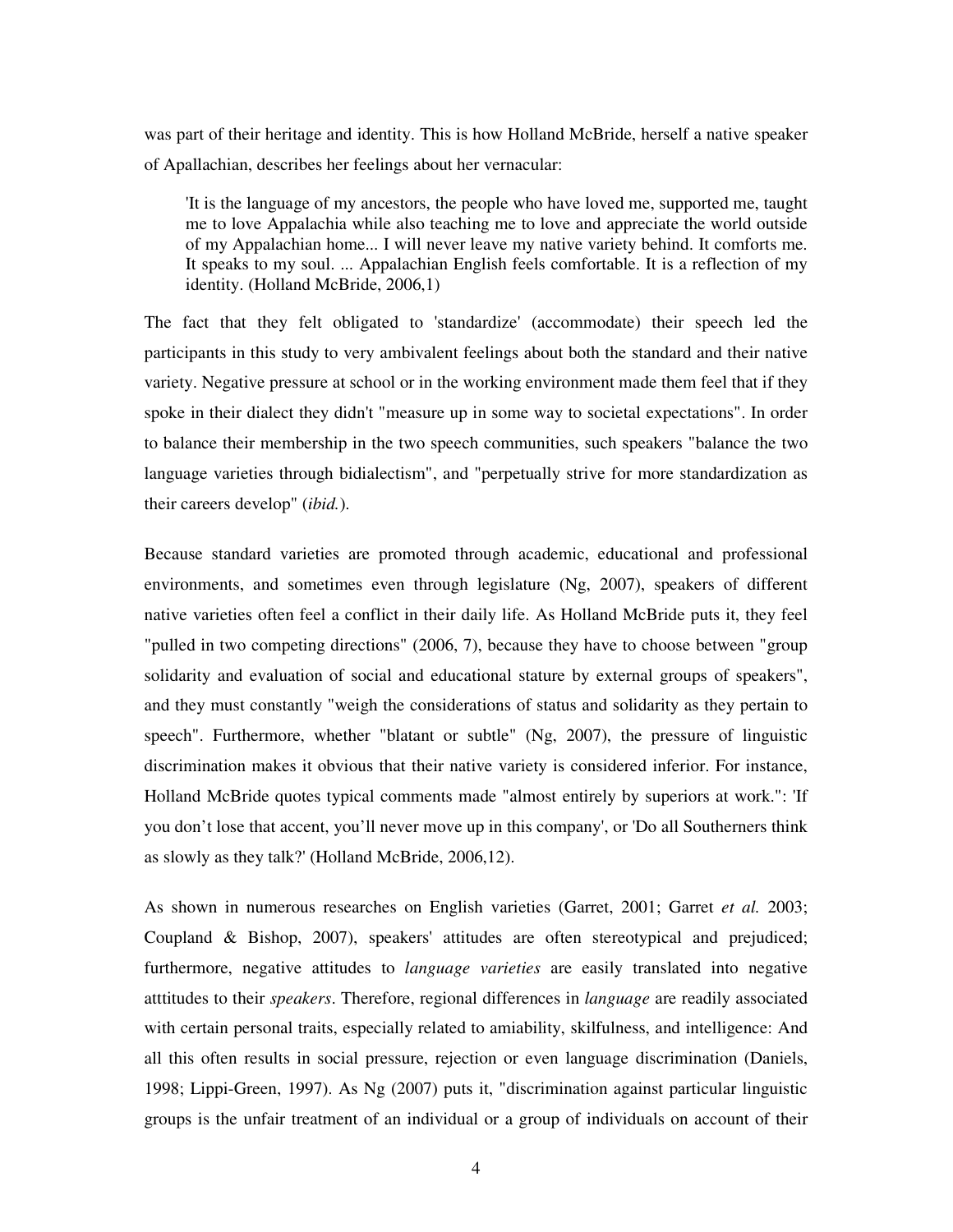was part of their heritage and identity. This is how Holland McBride, herself a native speaker of Apallachian, describes her feelings about her vernacular:

> 'It is the language of my ancestors, the people who have loved me, supported me, taught me to love Appalachia while also teaching me to love and appreciate the world outside of my Appalachian home... I will never leave my native variety behind. It comforts me. It speaks to my soul. ... Appalachian English feels comfortable. It is a reflection of my identity. (Holland McBride, 2006,1)

The fact that they felt obligated to 'standardize' (accommodate) their speech led the participants in this study to very ambivalent feelings about both the standard and their native variety. Negative pressure at school or in the working environment made them feel that if they spoke in their dialect they didn't "measure up in some way to societal expectations". In order to balance their membership in the two speech communities, such speakers "balance the two language varieties through bidialectism", and "perpetually strive for more standardization as their careers develop" (*ibid.*).

Because standard varieties are promoted through academic, educational and professional environments, and sometimes even through legislature (Ng, 2007), speakers of different native varieties often feel a conflict in their daily life. As Holland McBride puts it, they feel "pulled in two competing directions" (2006, 7), because they have to choose between "group solidarity and evaluation of social and educational stature by external groups of speakers", and they must constantly "weigh the considerations of status and solidarity as they pertain to speech". Furthermore, whether "blatant or subtle" (Ng, 2007), the pressure of linguistic discrimination makes it obvious that their native variety is considered inferior. For instance, Holland McBride quotes typical comments made "almost entirely by superiors at work.": 'If you don't lose that accent, you'll never move up in this company', or 'Do all Southerners think as slowly as they talk?' (Holland McBride, 2006,12).

As shown in numerous researches on English varieties (Garret, 2001; Garret *et al.* 2003; Coupland & Bishop, 2007), speakers' attitudes are often stereotypical and prejudiced; furthermore, negative attitudes to *language varieties* are easily translated into negative atttitudes to their *speakers*. Therefore, regional differences in *language* are readily associated with certain personal traits, especially related to amiability, skilfulness, and intelligence: And all this often results in social pressure, rejection or even language discrimination (Daniels, 1998; Lippi-Green, 1997). As Ng (2007) puts it, "discrimination against particular linguistic groups is the unfair treatment of an individual or a group of individuals on account of their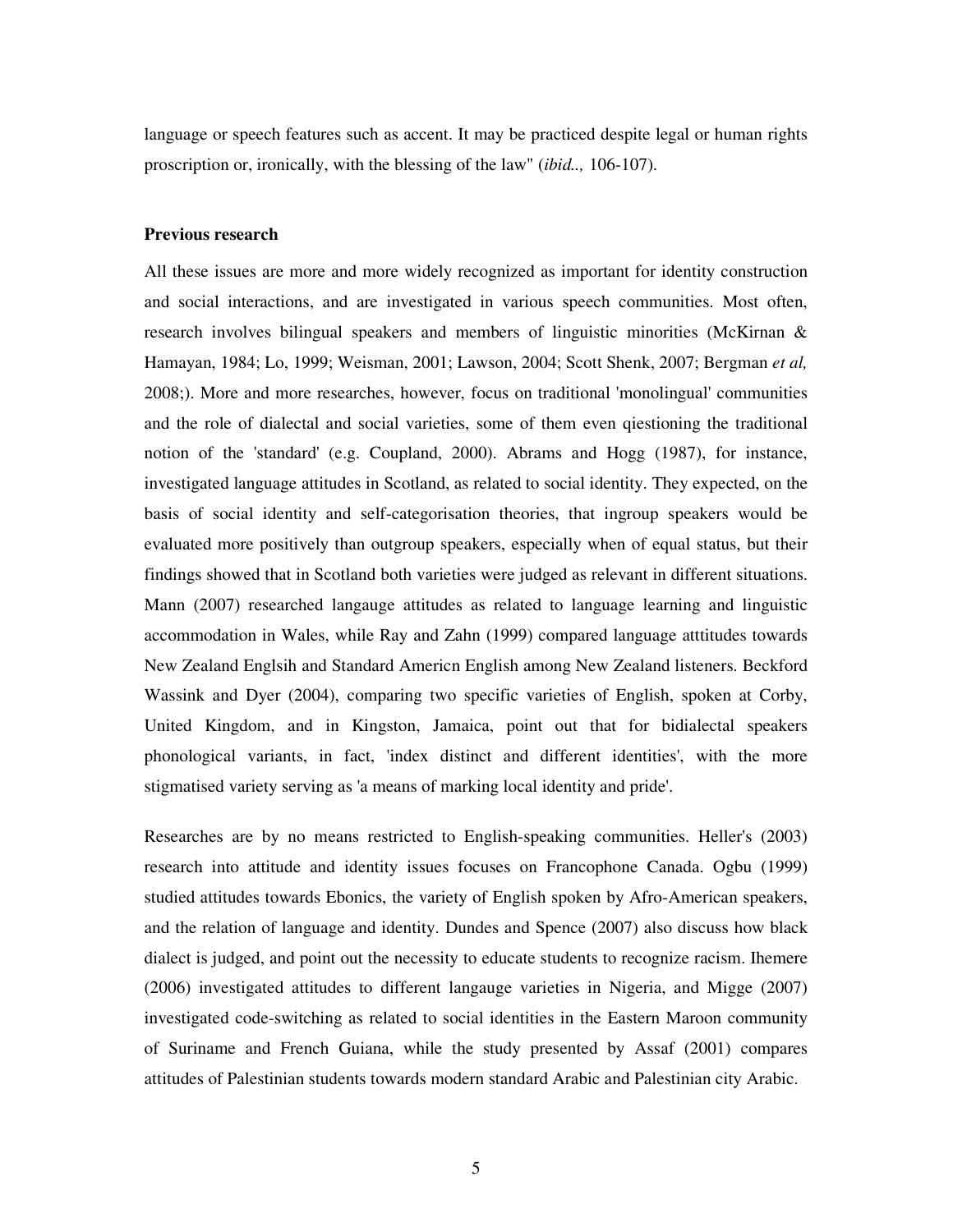language or speech features such as accent. It may be practiced despite legal or human rights proscription or, ironically, with the blessing of the law" (*ibid..,* 106-107).

**Previous research**

All these issues are more and more widely recognized as important for identity construction and social interactions, and are investigated in various speech communities. Most often, research involves bilingual speakers and members of linguistic minorities (McKirnan & Hamayan, 1984; Lo, 1999; Weisman, 2001; Lawson, 2004; Scott Shenk, 2007; Bergman *et al,* 2008;). More and more researches, however, focus on traditional 'monolingual' communities and the role of dialectal and social varieties, some of them even qiestioning the traditional notion of the 'standard' (e.g. Coupland, 2000). Abrams and Hogg (1987), for instance, investigated language attitudes in Scotland, as related to social identity. They expected, on the basis of social identity and self-categorisation theories, that ingroup speakers would be evaluated more positively than outgroup speakers, especially when of equal status, but their findings showed that in Scotland both varieties were judged as relevant in different situations. Mann (2007) researched langauge attitudes as related to language learning and linguistic accommodation in Wales, while Ray and Zahn (1999) compared language atttitudes towards New Zealand Englsih and Standard Americn English among New Zealand listeners. Beckford Wassink and Dyer (2004), comparing two specific varieties of English, spoken at Corby, United Kingdom, and in Kingston, Jamaica, point out that for bidialectal speakers phonological variants, in fact, 'index distinct and different identities', with the more stigmatised variety serving as 'a means of marking local identity and pride'.

Researches are by no means restricted to English-speaking communities. Heller's (2003) research into attitude and identity issues focuses on Francophone Canada. Ogbu (1999) studied attitudes towards Ebonics, the variety of English spoken by Afro-American speakers, and the relation of language and identity. Dundes and Spence (2007) also discuss how black dialect is judged, and point out the necessity to educate students to recognize racism. Ihemere (2006) investigated attitudes to different langauge varieties in Nigeria, and Migge (2007) investigated code-switching as related to social identities in the Eastern Maroon community of Suriname and French Guiana, while the study presented by Assaf (2001) compares attitudes of Palestinian students towards modern standard Arabic and Palestinian city Arabic.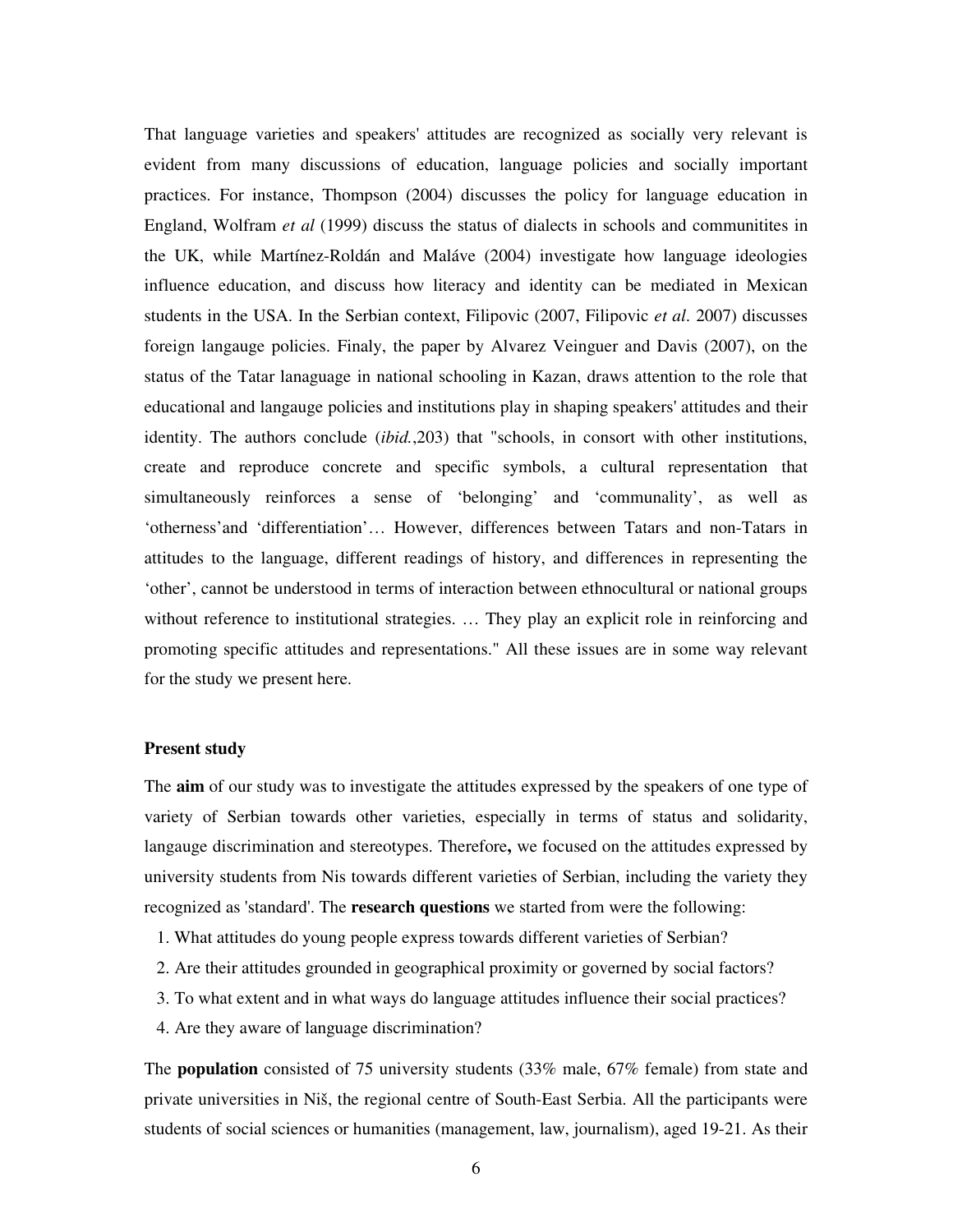That language varieties and speakers' attitudes are recognized as socially very relevant is evident from many discussions of education, language policies and socially important practices. For instance, Thompson (2004) discusses the policy for language education in England, Wolfram *et al* (1999) discuss the status of dialects in schools and communitites in the UK, while Martínez-Roldán and Maláve (2004) investigate how language ideologies influence education, and discuss how literacy and identity can be mediated in Mexican students in the USA. In the Serbian context, Filipovic (2007, Filipovic *et al*. 2007) discusses foreign langauge policies. Finaly, the paper by Alvarez Veinguer and Davis (2007), on the status of the Tatar lanaguage in national schooling in Kazan, draws attention to the role that educational and langauge policies and institutions play in shaping speakers' attitudes and their identity. The authors conclude (*ibid.*,203) that "schools, in consort with other institutions, create and reproduce concrete and specific symbols, a cultural representation that simultaneously reinforces a sense of 'belonging' and 'communality', as well as 'otherness'and 'differentiation'… However, differences between Tatars and non-Tatars in attitudes to the language, different readings of history, and differences in representing the 'other', cannot be understood in terms of interaction between ethnocultural or national groups without reference to institutional strategies. … They play an explicit role in reinforcing and promoting specific attitudes and representations." All these issues are in some way relevant for the study we present here.

**Present study**

The **aim** of our study was to investigate the attitudes expressed by the speakers of one type of variety of Serbian towards other varieties, especially in terms of status and solidarity, langauge discrimination and stereotypes. Therefore**,** we focused on the attitudes expressed by university students from Nis towards different varieties of Serbian, including the variety they recognized as 'standard'. The **research questions** we started from were the following:

1. What attitudes do young people express towards different varieties of Serbian?
2. Are their attitudes grounded in geographical proximity or governed by social factors?
3. To what extent and in what ways do language attitudes influence their social practices?
4. Are they aware of language discrimination?

The **population** consisted of 75 university students (33% male, 67% female) from state and private universities in Niš, the regional centre of South-East Serbia. All the participants were students of social sciences or humanities (management, law, journalism), aged 19-21. As their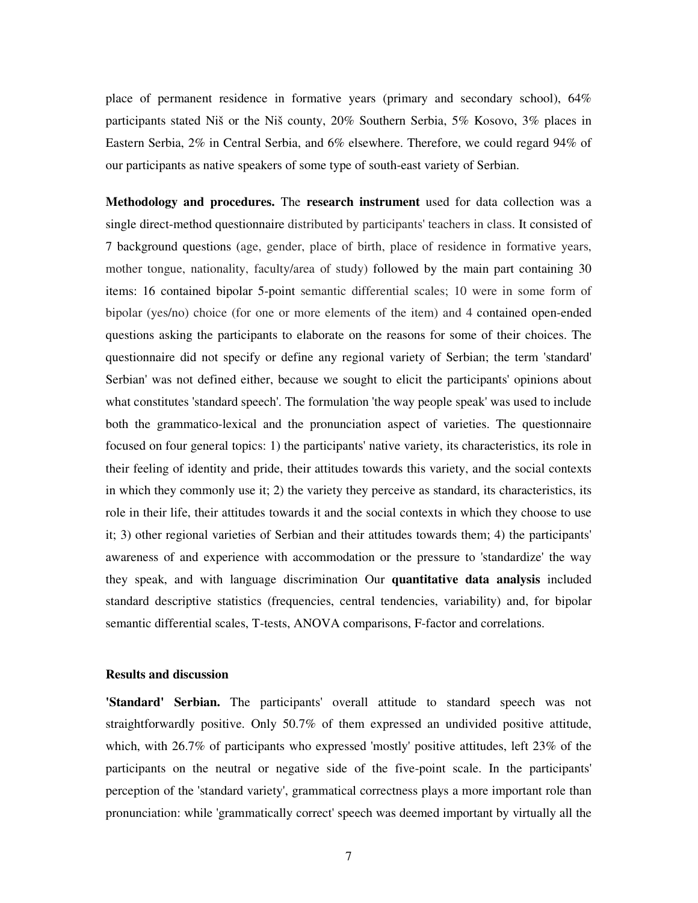place of permanent residence in formative years (primary and secondary school), 64% participants stated Niš or the Niš county, 20% Southern Serbia, 5% Kosovo, 3% places in Eastern Serbia, 2% in Central Serbia, and 6% elsewhere. Therefore, we could regard 94% of our participants as native speakers of some type of south-east variety of Serbian.

**Methodology and procedures.** The **research instrument** used for data collection was a single direct-method questionnaire distributed by participants' teachers in class. It consisted of 7 background questions (age, gender, place of birth, place of residence in formative years, mother tongue, nationality, faculty/area of study) followed by the main part containing 30 items: 16 contained bipolar 5-point semantic differential scales; 10 were in some form of bipolar (yes/no) choice (for one or more elements of the item) and 4 contained open-ended questions asking the participants to elaborate on the reasons for some of their choices. The questionnaire did not specify or define any regional variety of Serbian; the term 'standard' Serbian' was not defined either, because we sought to elicit the participants' opinions about what constitutes 'standard speech'. The formulation 'the way people speak' was used to include both the grammatico-lexical and the pronunciation aspect of varieties. The questionnaire focused on four general topics: 1) the participants' native variety, its characteristics, its role in their feeling of identity and pride, their attitudes towards this variety, and the social contexts in which they commonly use it; 2) the variety they perceive as standard, its characteristics, its role in their life, their attitudes towards it and the social contexts in which they choose to use it; 3) other regional varieties of Serbian and their attitudes towards them; 4) the participants' awareness of and experience with accommodation or the pressure to 'standardize' the way they speak, and with language discrimination Our **quantitative data analysis** included standard descriptive statistics (frequencies, central tendencies, variability) and, for bipolar semantic differential scales, T-tests, ANOVA comparisons, F-factor and correlations.

## Results and discussion

**'Standard' Serbian.** The participants' overall attitude to standard speech was not straightforwardly positive. Only 50.7% of them expressed an undivided positive attitude, which, with 26.7% of participants who expressed 'mostly' positive attitudes, left 23% of the participants on the neutral or negative side of the five-point scale. In the participants' perception of the 'standard variety', grammatical correctness plays a more important role than pronunciation: while 'grammatically correct' speech was deemed important by virtually all the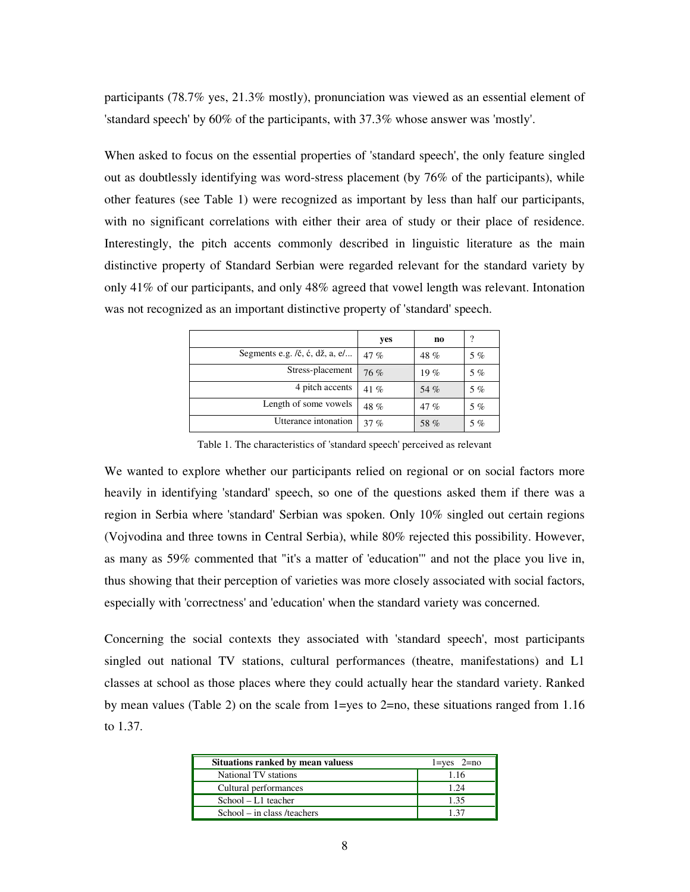participants (78.7% yes, 21.3% mostly), pronunciation was viewed as an essential element of 'standard speech' by 60% of the participants, with 37.3% whose answer was 'mostly'.

When asked to focus on the essential properties of 'standard speech', the only feature singled out as doubtlessly identifying was word-stress placement (by 76% of the participants), while other features (see Table 1) were recognized as important by less than half our participants, with no significant correlations with either their area of study or their place of residence. Interestingly, the pitch accents commonly described in linguistic literature as the main distinctive property of Standard Serbian were regarded relevant for the standard variety by only 41% of our participants, and only 48% agreed that vowel length was relevant. Intonation was not recognized as an important distinctive property of 'standard' speech.

| | yes | no | ? |
|---|---|---|---|
| Segments e.g. /č, ć, dž, a, e/... | 47 % | 48 % | 5 % |
| Stress-placement | 76 % | 19 % | 5 % |
| 4 pitch accents | 41 % | 54 % | 5 % |
| Length of some vowels | 48 % | 47 % | 5 % |
| Utterance intonation | 37 % | 58 % | 5 % |

Table 1. The characteristics of 'standard speech' perceived as relevant

We wanted to explore whether our participants relied on regional or on social factors more heavily in identifying 'standard' speech, so one of the questions asked them if there was a region in Serbia where 'standard' Serbian was spoken. Only 10% singled out certain regions (Vojvodina and three towns in Central Serbia), while 80% rejected this possibility. However, as many as 59% commented that "it's a matter of 'education'" and not the place you live in, thus showing that their perception of varieties was more closely associated with social factors, especially with 'correctness' and 'education' when the standard variety was concerned.

Concerning the social contexts they associated with 'standard speech', most participants singled out national TV stations, cultural performances (theatre, manifestations) and L1 classes at school as those places where they could actually hear the standard variety. Ranked by mean values (Table 2) on the scale from 1=yes to 2=no, these situations ranged from 1.16 to 1.37.

| Situations ranked by mean valuess | 1=yes 2=no |
|---|---|
| National TV stations | 1.16 |
| Cultural performances | 1.24 |
| School – L1 teacher | 1.35 |
| School – in class /teachers | 1.37 |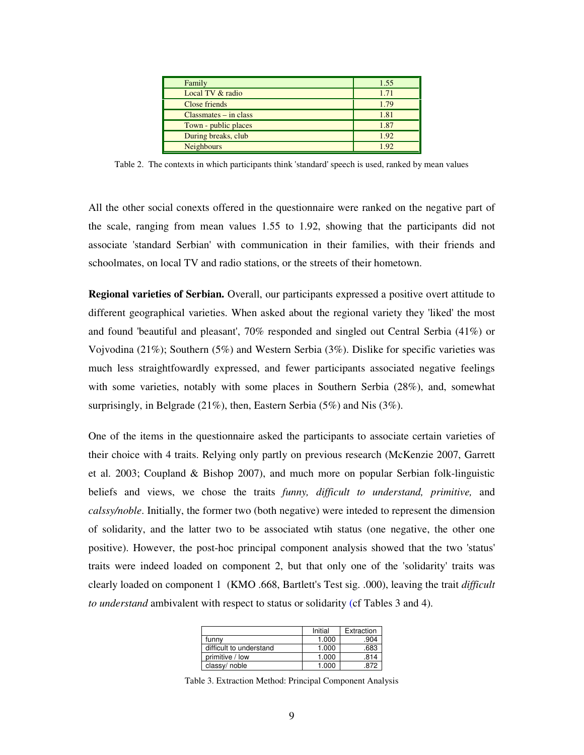| Family | 1.55 |
| --- | --- |
| Local TV & radio | 1.71 |
| Close friends | 1.79 |
| Classmates – in class | 1.81 |
| Town - public places | 1.87 |
| During breaks, club | 1.92 |
| Neighbours | 1.92 |

Table 2. The contexts in which participants think 'standard' speech is used, ranked by mean values

All the other social conexts offered in the questionnaire were ranked on the negative part of the scale, ranging from mean values 1.55 to 1.92, showing that the participants did not associate 'standard Serbian' with communication in their families, with their friends and schoolmates, on local TV and radio stations, or the streets of their hometown.

**Regional varieties of Serbian.** Overall, our participants expressed a positive overt attitude to different geographical varieties. When asked about the regional variety they 'liked' the most and found 'beautiful and pleasant', 70% responded and singled out Central Serbia (41%) or Vojvodina (21%); Southern (5%) and Western Serbia (3%). Dislike for specific varieties was much less straightfowardly expressed, and fewer participants associated negative feelings with some varieties, notably with some places in Southern Serbia (28%), and, somewhat surprisingly, in Belgrade (21%), then, Eastern Serbia (5%) and Nis (3%).

One of the items in the questionnaire asked the participants to associate certain varieties of their choice with 4 traits. Relying only partly on previous research (McKenzie 2007, Garrett et al. 2003; Coupland & Bishop 2007), and much more on popular Serbian folk-linguistic beliefs and views, we chose the traits *funny, difficult to understand, primitive,* and *calssy/noble*. Initially, the former two (both negative) were inteded to represent the dimension of solidarity, and the latter two to be associated wtih status (one negative, the other one positive). However, the post-hoc principal component analysis showed that the two 'status' traits were indeed loaded on component 2, but that only one of the 'solidarity' traits was clearly loaded on component 1 (KMO .668, Bartlett's Test sig. .000), leaving the trait *difficult to understand* ambivalent with respect to status or solidarity (cf Tables 3 and 4).

| | Initial | Extraction |
| --- | --- | --- |
| funny | 1.000 | .904 |
| difficult to understand | 1.000 | .683 |
| primitive / low | 1.000 | .814 |
| classy/ noble | 1.000 | .872 |

Table 3. Extraction Method: Principal Component Analysis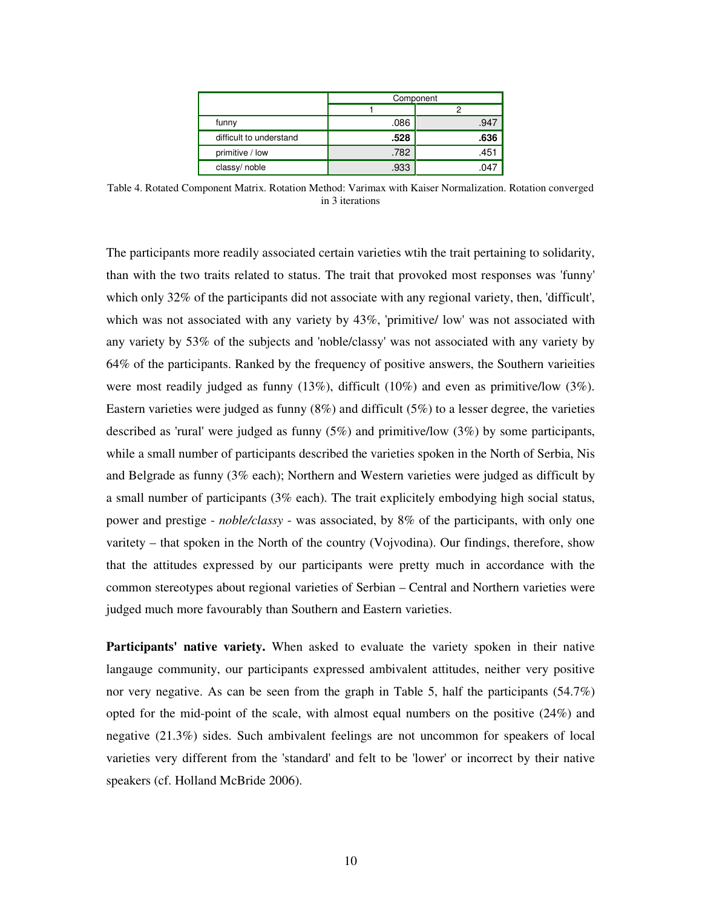| | Component | |
|---|---|---|
| | 1 | 2 |
| funny | .086 | .947 |
| difficult to understand | **.528** | **.636** |
| primitive / low | .782 | .451 |
| classy/ noble | .933 | .047 |

Table 4. Rotated Component Matrix. Rotation Method: Varimax with Kaiser Normalization. Rotation converged in 3 iterations

The participants more readily associated certain varieties wtih the trait pertaining to solidarity, than with the two traits related to status. The trait that provoked most responses was 'funny' which only 32% of the participants did not associate with any regional variety, then, 'difficult', which was not associated with any variety by 43%, 'primitive/ low' was not associated with any variety by 53% of the subjects and 'noble/classy' was not associated with any variety by 64% of the participants. Ranked by the frequency of positive answers, the Southern varieities were most readily judged as funny (13%), difficult (10%) and even as primitive/low (3%). Eastern varieties were judged as funny (8%) and difficult (5%) to a lesser degree, the varieties described as 'rural' were judged as funny (5%) and primitive/low (3%) by some participants, while a small number of participants described the varieties spoken in the North of Serbia, Nis and Belgrade as funny (3% each); Northern and Western varieties were judged as difficult by a small number of participants (3% each). The trait explicitely embodying high social status, power and prestige - *noble/classy* - was associated, by 8% of the participants, with only one varitety – that spoken in the North of the country (Vojvodina). Our findings, therefore, show that the attitudes expressed by our participants were pretty much in accordance with the common stereotypes about regional varieties of Serbian – Central and Northern varieties were judged much more favourably than Southern and Eastern varieties.

**Participants' native variety.** When asked to evaluate the variety spoken in their native langauge community, our participants expressed ambivalent attitudes, neither very positive nor very negative. As can be seen from the graph in Table 5, half the participants (54.7%) opted for the mid-point of the scale, with almost equal numbers on the positive (24%) and negative (21.3%) sides. Such ambivalent feelings are not uncommon for speakers of local varieties very different from the 'standard' and felt to be 'lower' or incorrect by their native speakers (cf. Holland McBride 2006).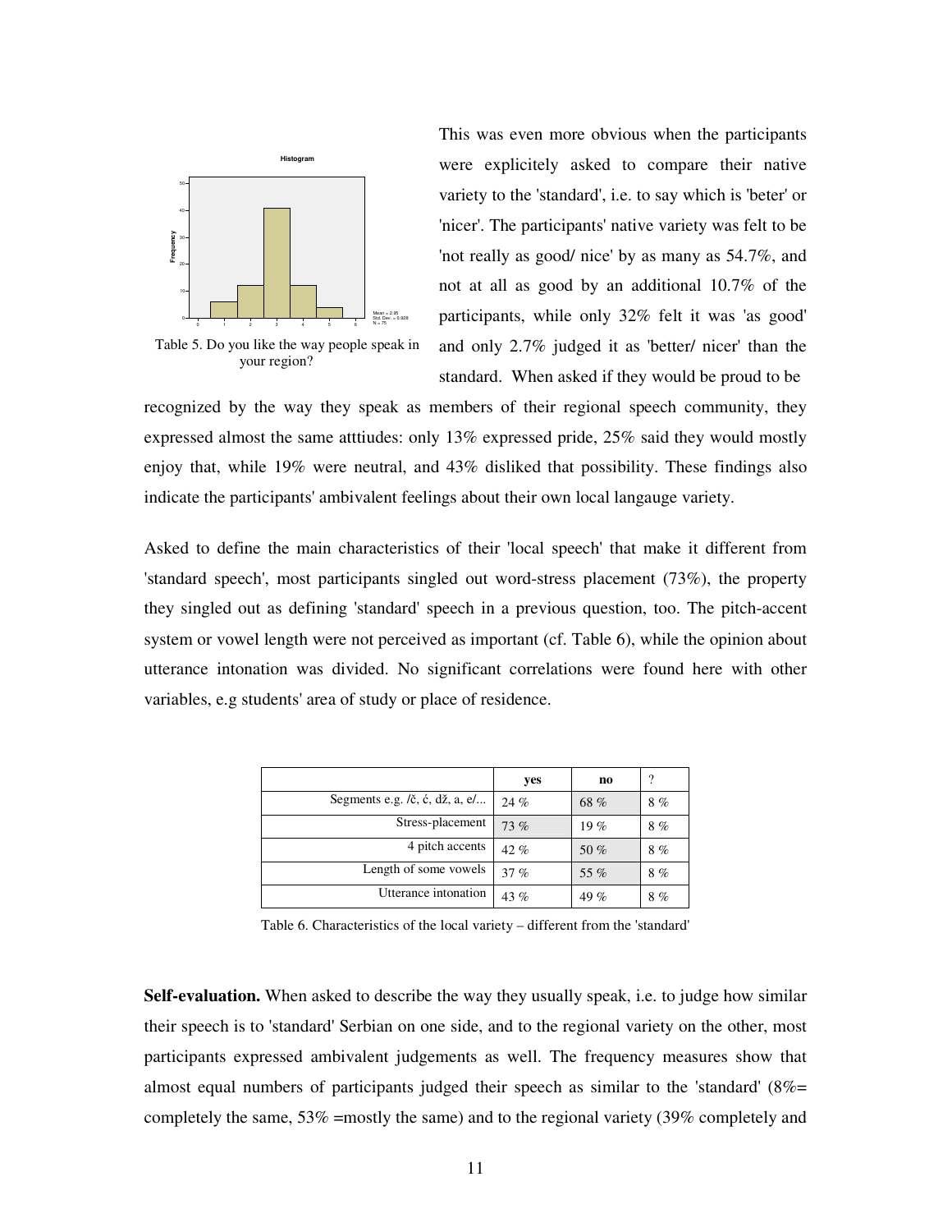Table 5. Do you like the way people speak in your region?

This was even more obvious when the participants were explicitely asked to compare their native variety to the 'standard', i.e. to say which is 'beter' or 'nicer'. The participants' native variety was felt to be 'not really as good/ nice' by as many as 54.7%, and not at all as good by an additional 10.7% of the participants, while only 32% felt it was 'as good' and only 2.7% judged it as 'better/ nicer' than the standard. When asked if they would be proud to be recognized by the way they speak as members of their regional speech community, they expressed almost the same atttiudes: only 13% expressed pride, 25% said they would mostly enjoy that, while 19% were neutral, and 43% disliked that possibility. These findings also indicate the participants' ambivalent feelings about their own local langauge variety.

Asked to define the main characteristics of their 'local speech' that make it different from 'standard speech', most participants singled out word-stress placement (73%), the property they singled out as defining 'standard' speech in a previous question, too. The pitch-accent system or vowel length were not perceived as important (cf. Table 6), while the opinion about utterance intonation was divided. No significant correlations were found here with other variables, e.g students' area of study or place of residence.

| | yes | no | ? |
|---|---|---|---|
| Segments e.g. /č, ć, dž, a, e/... | 24 % | 68 % | 8 % |
| Stress-placement | 73 % | 19 % | 8 % |
| 4 pitch accents | 42 % | 50 % | 8 % |
| Length of some vowels | 37 % | 55 % | 8 % |
| Utterance intonation | 43 % | 49 % | 8 % |

Table 6. Characteristics of the local variety – different from the 'standard'

**Self-evaluation.** When asked to describe the way they usually speak, i.e. to judge how similar their speech is to 'standard' Serbian on one side, and to the regional variety on the other, most participants expressed ambivalent judgements as well. The frequency measures show that almost equal numbers of participants judged their speech as similar to the 'standard' (8%= completely the same, 53% =mostly the same) and to the regional variety (39% completely and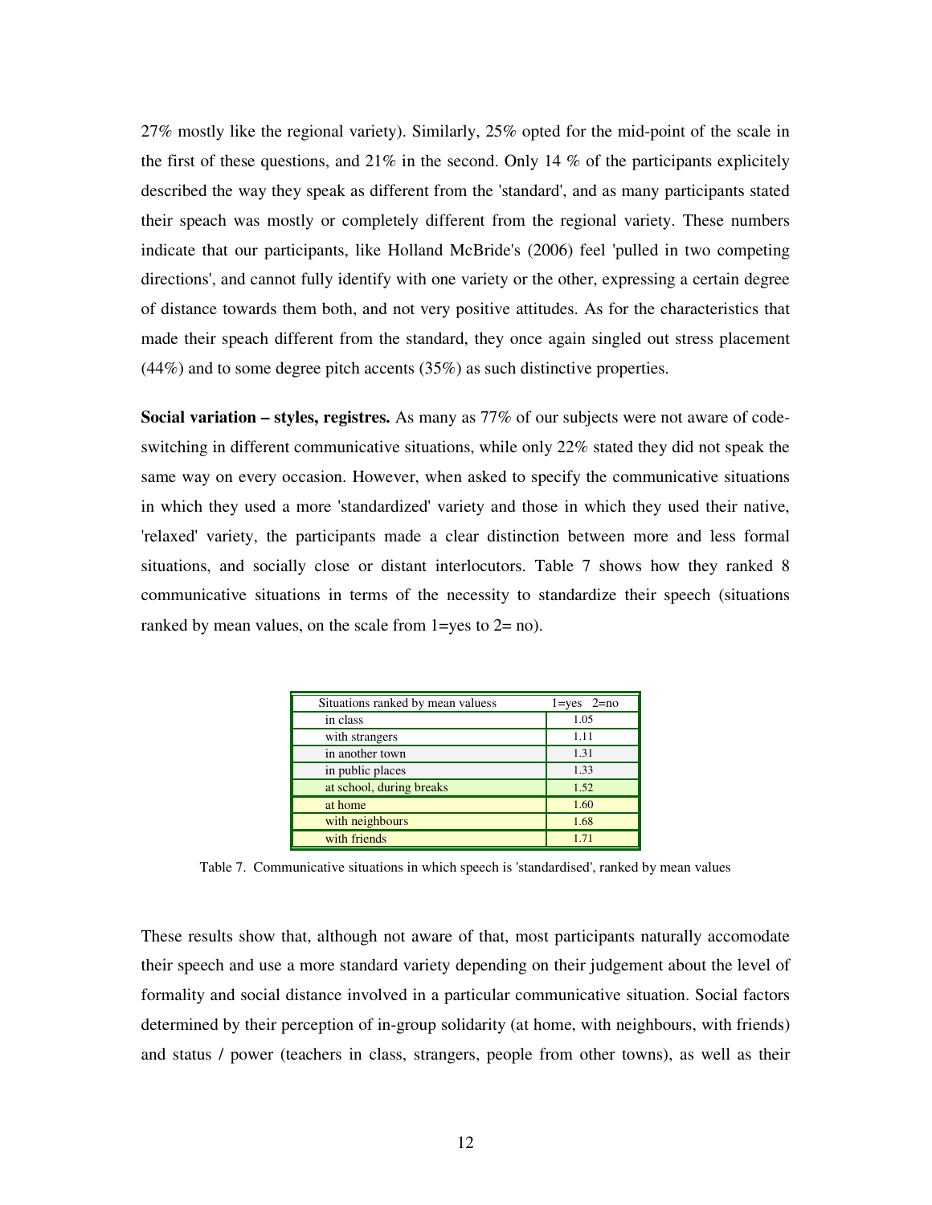27% mostly like the regional variety). Similarly, 25% opted for the mid-point of the scale in the first of these questions, and 21% in the second. Only 14 % of the participants explicitely described the way they speak as different from the 'standard', and as many participants stated their speach was mostly or completely different from the regional variety. These numbers indicate that our participants, like Holland McBride's (2006) feel 'pulled in two competing directions', and cannot fully identify with one variety or the other, expressing a certain degree of distance towards them both, and not very positive attitudes. As for the characteristics that made their speach different from the standard, they once again singled out stress placement (44%) and to some degree pitch accents (35%) as such distinctive properties.

**Social variation – styles, registres.** As many as 77% of our subjects were not aware of code-switching in different communicative situations, while only 22% stated they did not speak the same way on every occasion. However, when asked to specify the communicative situations in which they used a more 'standardized' variety and those in which they used their native, 'relaxed' variety, the participants made a clear distinction between more and less formal situations, and socially close or distant interlocutors. Table 7 shows how they ranked 8 communicative situations in terms of the necessity to standardize their speech (situations ranked by mean values, on the scale from 1=yes to 2= no).

| Situations ranked by mean valuess | 1=yes 2=no |
|---|---|
| in class | 1.05 |
| with strangers | 1.11 |
| in another town | 1.31 |
| in public places | 1.33 |
| at school, during breaks | 1.52 |
| at home | 1.60 |
| with neighbours | 1.68 |
| with friends | 1.71 |

Table 7. Communicative situations in which speech is 'standardised', ranked by mean values

These results show that, although not aware of that, most participants naturally accomodate their speech and use a more standard variety depending on their judgement about the level of formality and social distance involved in a particular communicative situation. Social factors determined by their perception of in-group solidarity (at home, with neighbours, with friends) and status / power (teachers in class, strangers, people from other towns), as well as their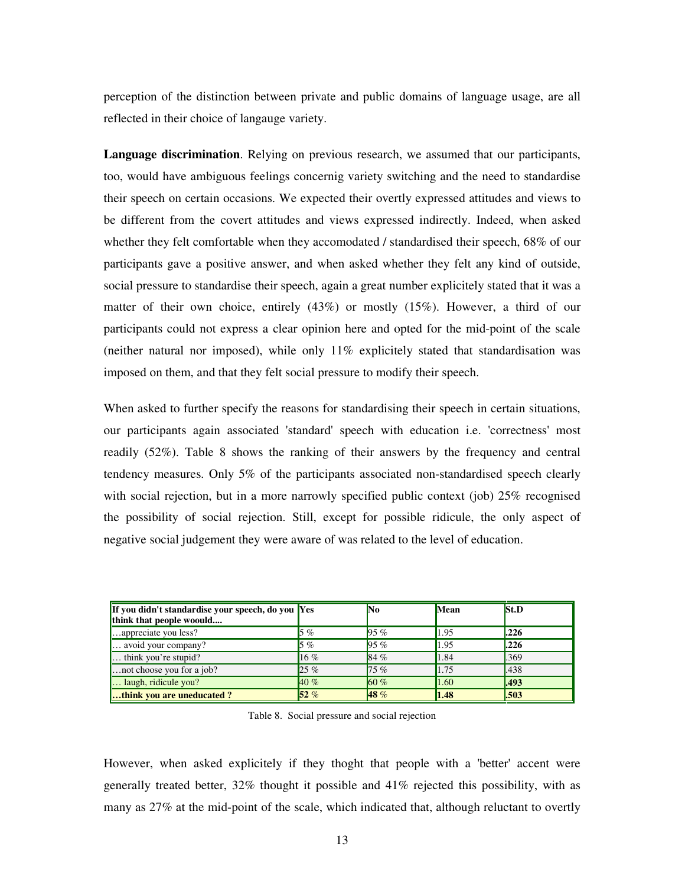perception of the distinction between private and public domains of language usage, are all reflected in their choice of langauge variety.

**Language discrimination**. Relying on previous research, we assumed that our participants, too, would have ambiguous feelings concernig variety switching and the need to standardise their speech on certain occasions. We expected their overtly expressed attitudes and views to be different from the covert attitudes and views expressed indirectly. Indeed, when asked whether they felt comfortable when they accomodated / standardised their speech, 68% of our participants gave a positive answer, and when asked whether they felt any kind of outside, social pressure to standardise their speech, again a great number explicitely stated that it was a matter of their own choice, entirely (43%) or mostly (15%). However, a third of our participants could not express a clear opinion here and opted for the mid-point of the scale (neither natural nor imposed), while only 11% explicitely stated that standardisation was imposed on them, and that they felt social pressure to modify their speech.

When asked to further specify the reasons for standardising their speech in certain situations, our participants again associated 'standard' speech with education i.e. 'correctness' most readily (52%). Table 8 shows the ranking of their answers by the frequency and central tendency measures. Only 5% of the participants associated non-standardised speech clearly with social rejection, but in a more narrowly specified public context (job) 25% recognised the possibility of social rejection. Still, except for possible ridicule, the only aspect of negative social judgement they were aware of was related to the level of education.

| **If you didn't standardise your speech, do you think that people woould....** | **Yes** | **No** | **Mean** | **St.D** |
|---|---|---|---|---|
| …appreciate you less? | 5 % | 95 % | 1.95 | **.226** |
| … avoid your company? | 5 % | 95 % | 1.95 | **.226** |
| … think you're stupid? | 16 % | 84 % | 1.84 | .369 |
| …not choose you for a job? | 25 % | 75 % | 1.75 | .438 |
| … laugh, ridicule you? | 40 % | 60 % | 1.60 | **.493** |
| **…think you are uneducated ?** | **52** % | **48** % | **1.48** | **.503** |

Table 8. Social pressure and social rejection

However, when asked explicitely if they thoght that people with a 'better' accent were generally treated better, 32% thought it possible and 41% rejected this possibility, with as many as 27% at the mid-point of the scale, which indicated that, although reluctant to overtly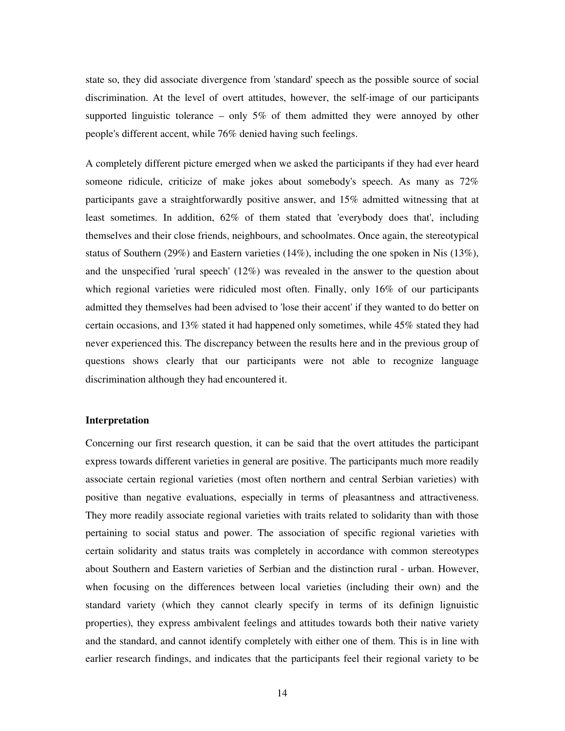state so, they did associate divergence from 'standard' speech as the possible source of social discrimination. At the level of overt attitudes, however, the self-image of our participants supported linguistic tolerance – only 5% of them admitted they were annoyed by other people's different accent, while 76% denied having such feelings.

A completely different picture emerged when we asked the participants if they had ever heard someone ridicule, criticize of make jokes about somebody's speech. As many as 72% participants gave a straightforwardly positive answer, and 15% admitted witnessing that at least sometimes. In addition, 62% of them stated that 'everybody does that', including themselves and their close friends, neighbours, and schoolmates. Once again, the stereotypical status of Southern (29%) and Eastern varieties (14%), including the one spoken in Nis (13%), and the unspecified 'rural speech' (12%) was revealed in the answer to the question about which regional varieties were ridiculed most often. Finally, only 16% of our participants admitted they themselves had been advised to 'lose their accent' if they wanted to do better on certain occasions, and 13% stated it had happened only sometimes, while 45% stated they had never experienced this. The discrepancy between the results here and in the previous group of questions shows clearly that our participants were not able to recognize language discrimination although they had encountered it.

**Interpretation**

Concerning our first research question, it can be said that the overt attitudes the participant express towards different varieties in general are positive. The participants much more readily associate certain regional varieties (most often northern and central Serbian varieties) with positive than negative evaluations, especially in terms of pleasantness and attractiveness. They more readily associate regional varieties with traits related to solidarity than with those pertaining to social status and power. The association of specific regional varieties with certain solidarity and status traits was completely in accordance with common stereotypes about Southern and Eastern varieties of Serbian and the distinction rural - urban. However, when focusing on the differences between local varieties (including their own) and the standard variety (which they cannot clearly specify in terms of its definign lignuistic properties), they express ambivalent feelings and attitudes towards both their native variety and the standard, and cannot identify completely with either one of them. This is in line with earlier research findings, and indicates that the participants feel their regional variety to be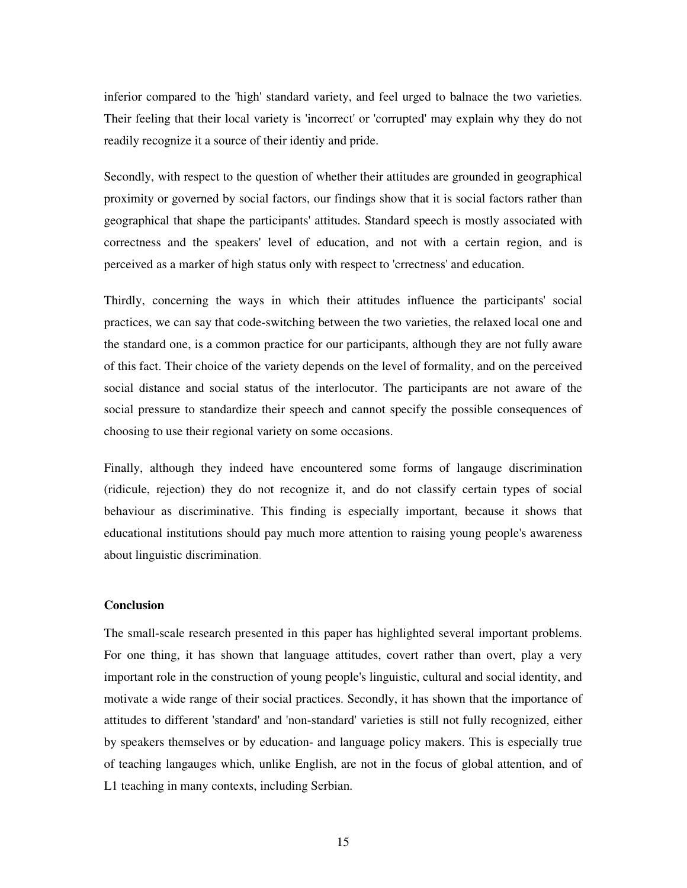inferior compared to the 'high' standard variety, and feel urged to balnace the two varieties. Their feeling that their local variety is 'incorrect' or 'corrupted' may explain why they do not readily recognize it a source of their identiy and pride.

Secondly, with respect to the question of whether their attitudes are grounded in geographical proximity or governed by social factors, our findings show that it is social factors rather than geographical that shape the participants' attitudes. Standard speech is mostly associated with correctness and the speakers' level of education, and not with a certain region, and is perceived as a marker of high status only with respect to 'crrectness' and education.

Thirdly, concerning the ways in which their attitudes influence the participants' social practices, we can say that code-switching between the two varieties, the relaxed local one and the standard one, is a common practice for our participants, although they are not fully aware of this fact. Their choice of the variety depends on the level of formality, and on the perceived social distance and social status of the interlocutor. The participants are not aware of the social pressure to standardize their speech and cannot specify the possible consequences of choosing to use their regional variety on some occasions.

Finally, although they indeed have encountered some forms of langauge discrimination (ridicule, rejection) they do not recognize it, and do not classify certain types of social behaviour as discriminative. This finding is especially important, because it shows that educational institutions should pay much more attention to raising young people's awareness about linguistic discrimination.

**Conclusion**

The small-scale research presented in this paper has highlighted several important problems. For one thing, it has shown that language attitudes, covert rather than overt, play a very important role in the construction of young people's linguistic, cultural and social identity, and motivate a wide range of their social practices. Secondly, it has shown that the importance of attitudes to different 'standard' and 'non-standard' varieties is still not fully recognized, either by speakers themselves or by education- and language policy makers. This is especially true of teaching langauges which, unlike English, are not in the focus of global attention, and of L1 teaching in many contexts, including Serbian.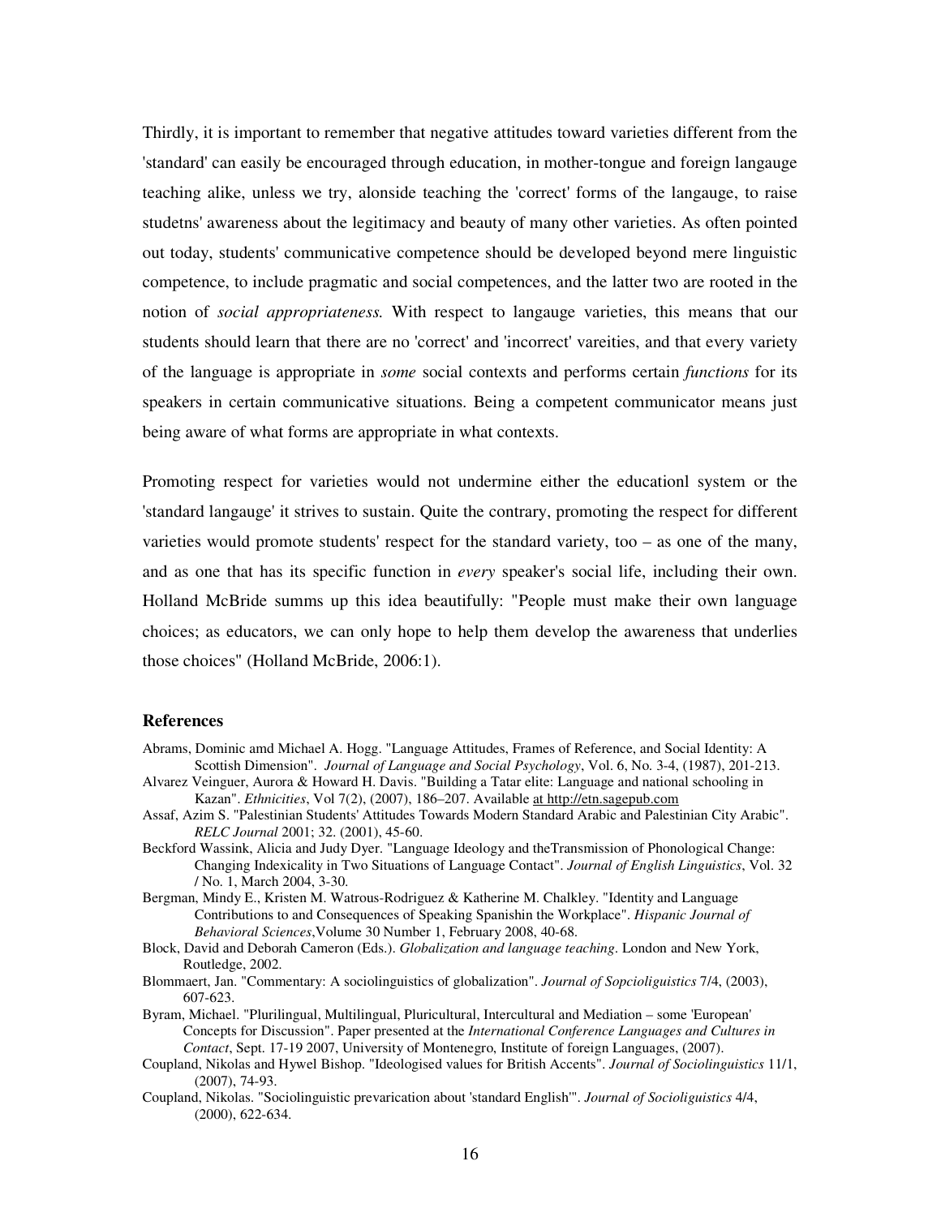Thirdly, it is important to remember that negative attitudes toward varieties different from the 'standard' can easily be encouraged through education, in mother-tongue and foreign langauge teaching alike, unless we try, alonside teaching the 'correct' forms of the langauge, to raise studetns' awareness about the legitimacy and beauty of many other varieties. As often pointed out today, students' communicative competence should be developed beyond mere linguistic competence, to include pragmatic and social competences, and the latter two are rooted in the notion of *social appropriateness.* With respect to langauge varieties, this means that our students should learn that there are no 'correct' and 'incorrect' vareities, and that every variety of the language is appropriate in *some* social contexts and performs certain *functions* for its speakers in certain communicative situations. Being a competent communicator means just being aware of what forms are appropriate in what contexts.

Promoting respect for varieties would not undermine either the educationl system or the 'standard langauge' it strives to sustain. Quite the contrary, promoting the respect for different varieties would promote students' respect for the standard variety, too – as one of the many, and as one that has its specific function in *every* speaker's social life, including their own. Holland McBride summs up this idea beautifully: "People must make their own language choices; as educators, we can only hope to help them develop the awareness that underlies those choices" (Holland McBride, 2006:1).

### References

Abrams, Dominic amd Michael A. Hogg. "Language Attitudes, Frames of Reference, and Social Identity: A Scottish Dimension". *Journal of Language and Social Psychology*, Vol. 6, No. 3-4, (1987), 201-213.

Alvarez Veinguer, Aurora & Howard H. Davis. "Building a Tatar elite: Language and national schooling in Kazan". *Ethnicities*, Vol 7(2), (2007), 186–207. Available at http://etn.sagepub.com

Assaf, Azim S. "Palestinian Students' Attitudes Towards Modern Standard Arabic and Palestinian City Arabic". *RELC Journal* 2001; 32. (2001), 45-60.

Beckford Wassink, Alicia and Judy Dyer. "Language Ideology and theTransmission of Phonological Change: Changing Indexicality in Two Situations of Language Contact". *Journal of English Linguistics*, Vol. 32 / No. 1, March 2004, 3-30.

Bergman, Mindy E., Kristen M. Watrous-Rodriguez & Katherine M. Chalkley. "Identity and Language Contributions to and Consequences of Speaking Spanishin the Workplace". *Hispanic Journal of Behavioral Sciences*,Volume 30 Number 1, February 2008, 40-68.

Block, David and Deborah Cameron (Eds.). *Globalization and language teaching*. London and New York, Routledge, 2002.

Blommaert, Jan. "Commentary: A sociolinguistics of globalization". *Journal of Sopcioliguistics* 7/4, (2003), 607-623.

Byram, Michael. "Plurilingual, Multilingual, Pluricultural, Intercultural and Mediation – some 'European' Concepts for Discussion". Paper presented at the *International Conference Languages and Cultures in Contact*, Sept. 17-19 2007, University of Montenegro, Institute of foreign Languages, (2007).

Coupland, Nikolas and Hywel Bishop. "Ideologised values for British Accents". *Journal of Sociolinguistics* 11/1, (2007), 74-93.

Coupland, Nikolas. "Sociolinguistic prevarication about 'standard English'". *Journal of Socioliguistics* 4/4, (2000), 622-634.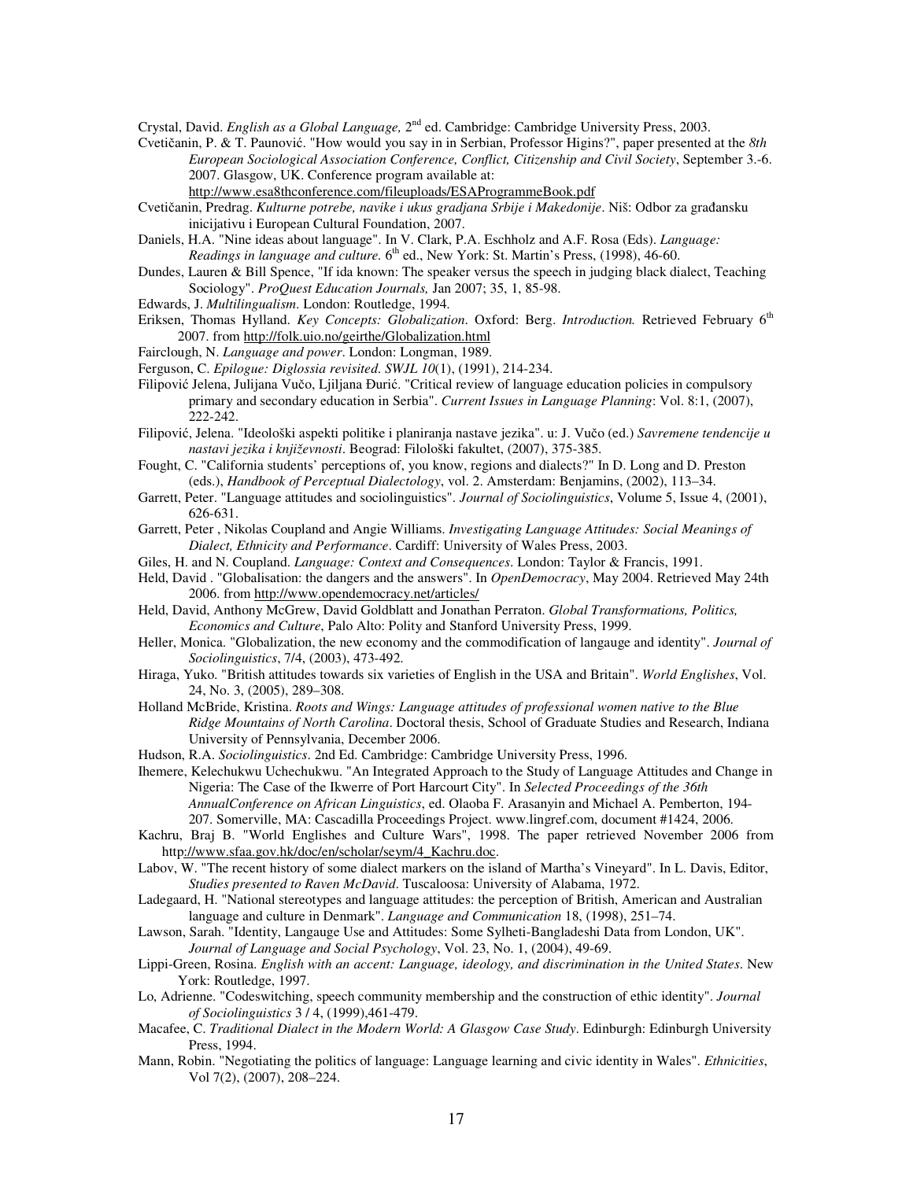Crystal, David. *English as a Global Language,* 2nd ed. Cambridge: Cambridge University Press, 2003.

Cvetičanin, P. & T. Paunović. "How would you say in in Serbian, Professor Higins?", paper presented at the *8th European Sociological Association Conference, Conflict, Citizenship and Civil Society*, September 3.-6. 2007. Glasgow, UK. Conference program available at: http://www.esa8thconference.com/fileuploads/ESAProgrammeBook.pdf

Cvetičanin, Predrag. *Kulturne potrebe, navike i ukus gradjana Srbije i Makedonije*. Niš: Odbor za građansku inicijativu i European Cultural Foundation, 2007.

Daniels, H.A. "Nine ideas about language". In V. Clark, P.A. Eschholz and A.F. Rosa (Eds). *Language: Readings in language and culture.* 6th ed., New York: St. Martin's Press, (1998), 46-60.

Dundes, Lauren & Bill Spence, "If ida known: The speaker versus the speech in judging black dialect, Teaching Sociology". *ProQuest Education Journals,* Jan 2007; 35, 1, 85-98.

Edwards, J. *Multilingualism*. London: Routledge, 1994.

Eriksen, Thomas Hylland. *Key Concepts: Globalization*. Oxford: Berg. *Introduction.* Retrieved February 6th 2007. from http://folk.uio.no/geirthe/Globalization.html

Fairclough, N. *Language and power*. London: Longman, 1989.

Ferguson, C. *Epilogue: Diglossia revisited. SWJL 10*(1), (1991), 214-234.

Filipović Jelena, Julijana Vučo, Ljiljana Đurić. "Critical review of language education policies in compulsory primary and secondary education in Serbia". *Current Issues in Language Planning*: Vol. 8:1, (2007), 222-242.

Filipović, Jelena. "Ideološki aspekti politike i planiranja nastave jezika". u: J. Vučo (ed.) *Savremene tendencije u nastavi jezika i književnosti*. Beograd: Filološki fakultet, (2007), 375-385.

Fought, C. "California students' perceptions of, you know, regions and dialects?" In D. Long and D. Preston (eds.), *Handbook of Perceptual Dialectology*, vol. 2. Amsterdam: Benjamins, (2002), 113–34.

Garrett, Peter. "Language attitudes and sociolinguistics". *Journal of Sociolinguistics*, Volume 5, Issue 4, (2001), 626-631.

Garrett, Peter , Nikolas Coupland and Angie Williams. *Investigating Language Attitudes: Social Meanings of Dialect, Ethnicity and Performance*. Cardiff: University of Wales Press, 2003.

Giles, H. and N. Coupland. *Language: Context and Consequences*. London: Taylor & Francis, 1991.

Held, David . "Globalisation: the dangers and the answers". In *OpenDemocracy*, May 2004. Retrieved May 24th 2006. from http://www.opendemocracy.net/articles/

Held, David, Anthony McGrew, David Goldblatt and Jonathan Perraton. *Global Transformations, Politics, Economics and Culture*, Palo Alto: Polity and Stanford University Press, 1999.

Heller, Monica. "Globalization, the new economy and the commodification of langauge and identity". *Journal of Sociolinguistics*, 7/4, (2003), 473-492.

Hiraga, Yuko. "British attitudes towards six varieties of English in the USA and Britain". *World Englishes*, Vol. 24, No. 3, (2005), 289–308.

Holland McBride, Kristina. *Roots and Wings: Language attitudes of professional women native to the Blue Ridge Mountains of North Carolina*. Doctoral thesis, School of Graduate Studies and Research, Indiana University of Pennsylvania, December 2006.

Hudson, R.A. *Sociolinguistics*. 2nd Ed. Cambridge: Cambridge University Press, 1996.

Ihemere, Kelechukwu Uchechukwu. "An Integrated Approach to the Study of Language Attitudes and Change in Nigeria: The Case of the Ikwerre of Port Harcourt City". In *Selected Proceedings of the 36th AnnualConference on African Linguistics*, ed. Olaoba F. Arasanyin and Michael A. Pemberton, 194-207. Somerville, MA: Cascadilla Proceedings Project. www.lingref.com, document #1424, 2006.

Kachru, Braj B. "World Englishes and Culture Wars", 1998. The paper retrieved November 2006 from http://www.sfaa.gov.hk/doc/en/scholar/seym/4_Kachru.doc.

Labov, W. "The recent history of some dialect markers on the island of Martha's Vineyard". In L. Davis, Editor, *Studies presented to Raven McDavid*. Tuscaloosa: University of Alabama, 1972.

Ladegaard, H. "National stereotypes and language attitudes: the perception of British, American and Australian language and culture in Denmark". *Language and Communication* 18, (1998), 251–74.

Lawson, Sarah. "Identity, Langauge Use and Attitudes: Some Sylheti-Bangladeshi Data from London, UK". *Journal of Language and Social Psychology*, Vol. 23, No. 1, (2004), 49-69.

Lippi-Green, Rosina. *English with an accent: Language, ideology, and discrimination in the United States*. New York: Routledge, 1997.

Lo, Adrienne. "Codeswitching, speech community membership and the construction of ethic identity". *Journal of Sociolinguistics* 3 / 4, (1999),461-479.

Macafee, C. *Traditional Dialect in the Modern World: A Glasgow Case Study*. Edinburgh: Edinburgh University Press, 1994.

Mann, Robin. "Negotiating the politics of language: Language learning and civic identity in Wales". *Ethnicities*, Vol 7(2), (2007), 208–224.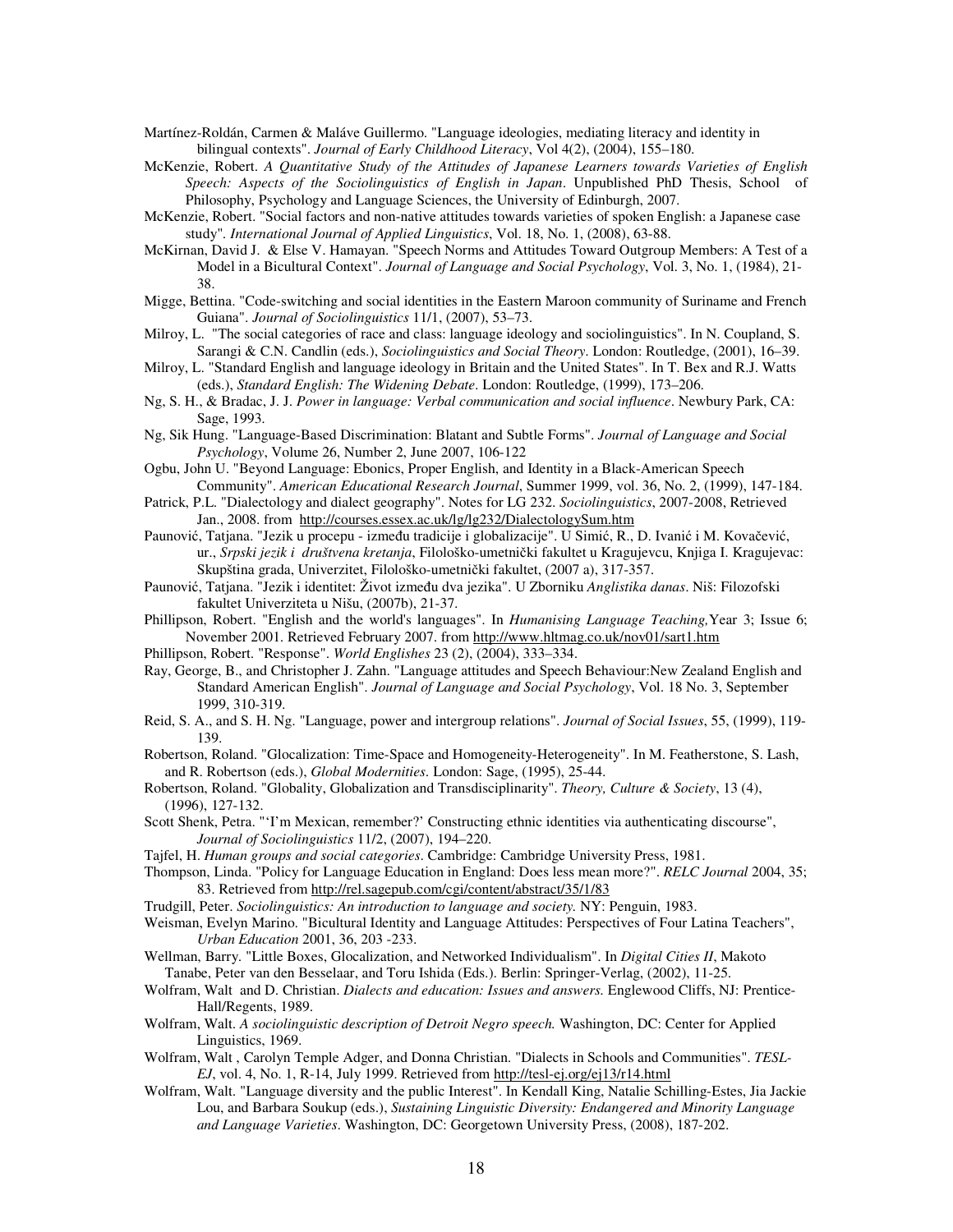Martínez-Roldán, Carmen & Maláve Guillermo. "Language ideologies, mediating literacy and identity in bilingual contexts". *Journal of Early Childhood Literacy*, Vol 4(2), (2004), 155–180.

McKenzie, Robert. *A Quantitative Study of the Attitudes of Japanese Learners towards Varieties of English Speech: Aspects of the Sociolinguistics of English in Japan*. Unpublished PhD Thesis, School of Philosophy, Psychology and Language Sciences, the University of Edinburgh, 2007.

McKenzie, Robert. "Social factors and non-native attitudes towards varieties of spoken English: a Japanese case study". *International Journal of Applied Linguistics*, Vol. 18, No. 1, (2008), 63-88.

McKirnan, David J. & Else V. Hamayan. "Speech Norms and Attitudes Toward Outgroup Members: A Test of a Model in a Bicultural Context". *Journal of Language and Social Psychology*, Vol. 3, No. 1, (1984), 21-38.

Migge, Bettina. "Code-switching and social identities in the Eastern Maroon community of Suriname and French Guiana". *Journal of Sociolinguistics* 11/1, (2007), 53–73.

Milroy, L. "The social categories of race and class: language ideology and sociolinguistics". In N. Coupland, S. Sarangi & C.N. Candlin (eds.), *Sociolinguistics and Social Theory*. London: Routledge, (2001), 16–39.

Milroy, L. "Standard English and language ideology in Britain and the United States". In T. Bex and R.J. Watts (eds.), *Standard English: The Widening Debate*. London: Routledge, (1999), 173–206.

Ng, S. H., & Bradac, J. J. *Power in language: Verbal communication and social influence*. Newbury Park, CA: Sage, 1993.

Ng, Sik Hung. "Language-Based Discrimination: Blatant and Subtle Forms". *Journal of Language and Social Psychology*, Volume 26, Number 2, June 2007, 106-122

Ogbu, John U. "Beyond Language: Ebonics, Proper English, and Identity in a Black-American Speech Community". *American Educational Research Journal*, Summer 1999, vol. 36, No. 2, (1999), 147-184.

Patrick, P.L. "Dialectology and dialect geography". Notes for LG 232. *Sociolinguistics*, 2007-2008, Retrieved Jan., 2008. from http://courses.essex.ac.uk/lg/lg232/DialectologySum.htm

Paunović, Tatjana. "Jezik u procepu - između tradicije i globalizacije". U Simić, R., D. Ivanić i M. Kovačević, ur., *Srpski jezik i društvena kretanja*, Filološko-umetnički fakultet u Kragujevcu, Knjiga I. Kragujevac: Skupština grada, Univerzitet, Filološko-umetnički fakultet, (2007 a), 317-357.

Paunović, Tatjana. "Jezik i identitet: Život između dva jezika". U Zborniku *Anglistika danas*. Niš: Filozofski fakultet Univerziteta u Nišu, (2007b), 21-37.

Phillipson, Robert. "English and the world's languages". In *Humanising Language Teaching,*Year 3; Issue 6; November 2001. Retrieved February 2007. from http://www.hltmag.co.uk/nov01/sart1.htm

Phillipson, Robert. "Response". *World Englishes* 23 (2), (2004), 333–334.

Ray, George, B., and Christopher J. Zahn. "Language attitudes and Speech Behaviour:New Zealand English and Standard American English". *Journal of Language and Social Psychology*, Vol. 18 No. 3, September 1999, 310-319.

Reid, S. A., and S. H. Ng. "Language, power and intergroup relations". *Journal of Social Issues*, 55, (1999), 119-139.

Robertson, Roland. "Glocalization: Time-Space and Homogeneity-Heterogeneity". In M. Featherstone, S. Lash, and R. Robertson (eds.), *Global Modernities*. London: Sage, (1995), 25-44.

Robertson, Roland. "Globality, Globalization and Transdisciplinarity". *Theory, Culture & Society*, 13 (4), (1996), 127-132.

Scott Shenk, Petra. "'I'm Mexican, remember?' Constructing ethnic identities via authenticating discourse", *Journal of Sociolinguistics* 11/2, (2007), 194–220.

Tajfel, H. *Human groups and social categories*. Cambridge: Cambridge University Press, 1981.

Thompson, Linda. "Policy for Language Education in England: Does less mean more?". *RELC Journal* 2004, 35; 83. Retrieved from http://rel.sagepub.com/cgi/content/abstract/35/1/83

Trudgill, Peter. *Sociolinguistics: An introduction to language and society.* NY: Penguin, 1983.

Weisman, Evelyn Marino. "Bicultural Identity and Language Attitudes: Perspectives of Four Latina Teachers", *Urban Education* 2001, 36, 203 -233.

Wellman, Barry. "Little Boxes, Glocalization, and Networked Individualism". In *Digital Cities II*, Makoto Tanabe, Peter van den Besselaar, and Toru Ishida (Eds.). Berlin: Springer-Verlag, (2002), 11-25.

Wolfram, Walt and D. Christian. *Dialects and education: Issues and answers.* Englewood Cliffs, NJ: Prentice-Hall/Regents, 1989.

Wolfram, Walt. *A sociolinguistic description of Detroit Negro speech.* Washington, DC: Center for Applied Linguistics, 1969.

Wolfram, Walt , Carolyn Temple Adger, and Donna Christian. "Dialects in Schools and Communities". *TESL-EJ*, vol. 4, No. 1, R-14, July 1999. Retrieved from http://tesl-ej.org/ej13/r14.html

Wolfram, Walt. "Language diversity and the public Interest". In Kendall King, Natalie Schilling-Estes, Jia Jackie Lou, and Barbara Soukup (eds.), *Sustaining Linguistic Diversity: Endangered and Minority Language and Language Varieties*. Washington, DC: Georgetown University Press, (2008), 187-202.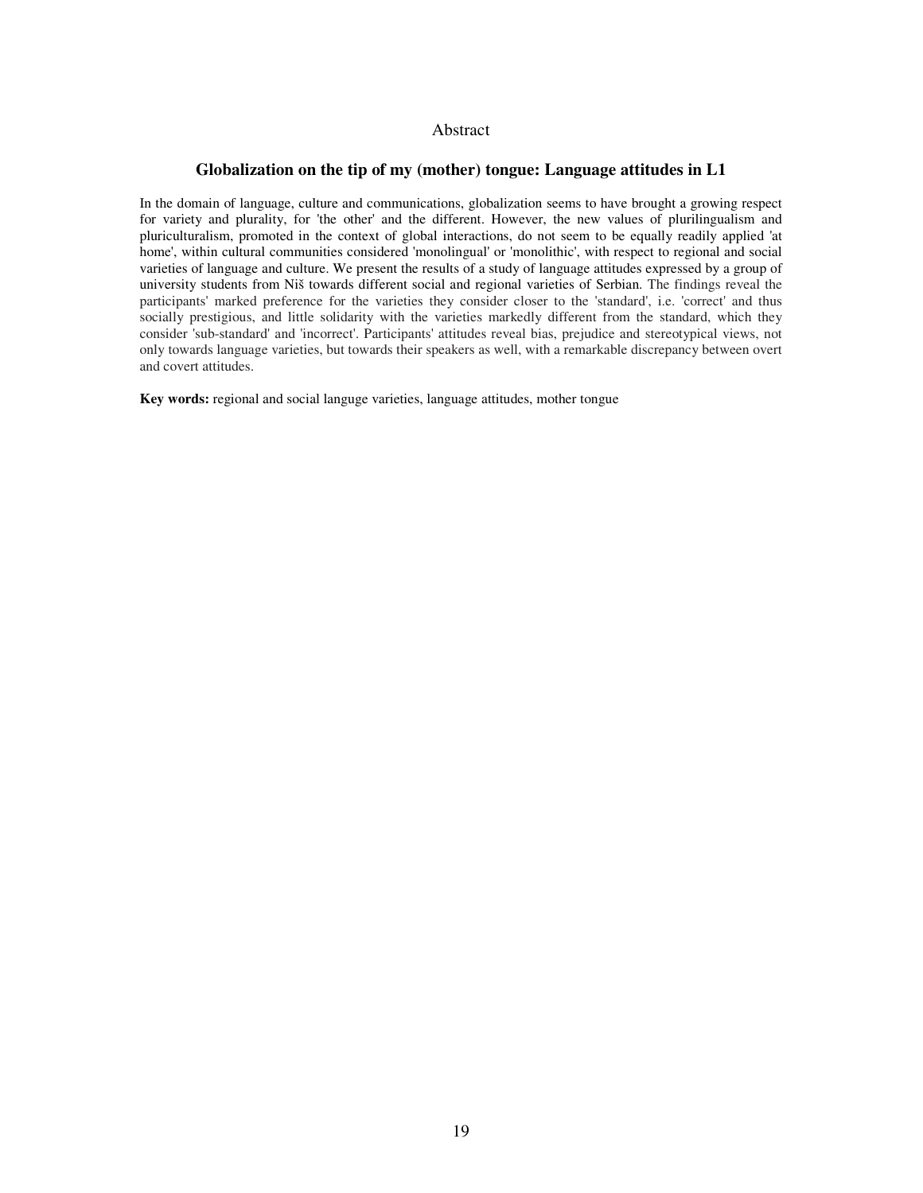## Abstract

### Globalization on the tip of my (mother) tongue: Language attitudes in L1

In the domain of language, culture and communications, globalization seems to have brought a growing respect for variety and plurality, for 'the other' and the different. However, the new values of plurilingualism and pluriculturalism, promoted in the context of global interactions, do not seem to be equally readily applied 'at home', within cultural communities considered 'monolingual' or 'monolithic', with respect to regional and social varieties of language and culture. We present the results of a study of language attitudes expressed by a group of university students from Niš towards different social and regional varieties of Serbian. The findings reveal the participants' marked preference for the varieties they consider closer to the 'standard', i.e. 'correct' and thus socially prestigious, and little solidarity with the varieties markedly different from the standard, which they consider 'sub-standard' and 'incorrect'. Participants' attitudes reveal bias, prejudice and stereotypical views, not only towards language varieties, but towards their speakers as well, with a remarkable discrepancy between overt and covert attitudes.

**Key words:** regional and social languge varieties, language attitudes, mother tongue